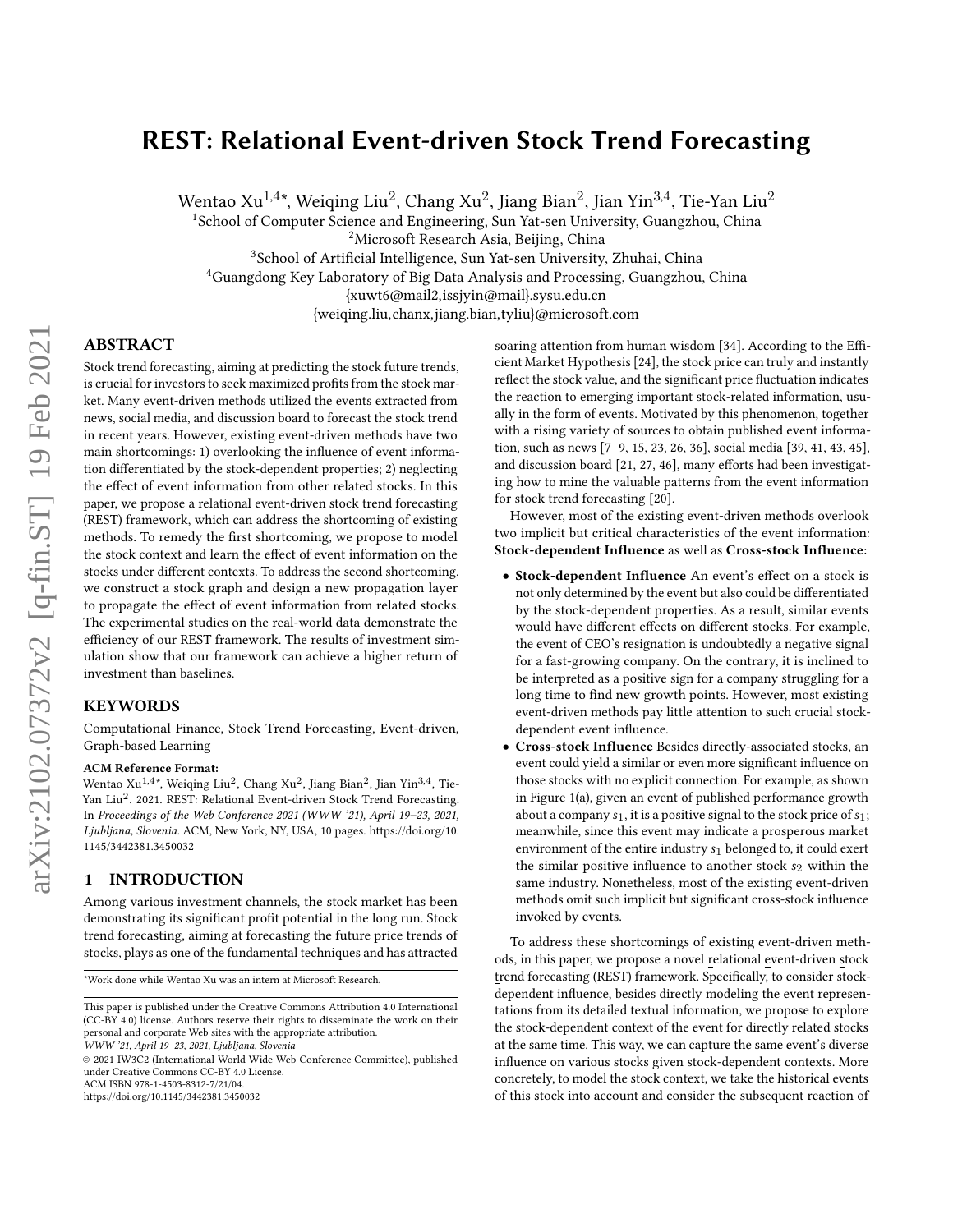# REST: Relational Event-driven Stock Trend Forecasting

Wentao Xu[1,4*], Weiqing Liu[2], Chang Xu[2], Jiang Bian[2], Jian Yin[3,4], Tie-Yan Liu[2]

[1]School of Computer Science and Engineering, Sun Yat-sen University, Guangzhou, China
[2]Microsoft Research Asia, Beijing, China
[3]School of Artificial Intelligence, Sun Yat-sen University, Zhuhai, China
[4]Guangdong Key Laboratory of Big Data Analysis and Processing, Guangzhou, China
{xuwt6@mail2,issjyin@mail}.sysu.edu.cn
{weiqing.liu,chanx,jiang.bian,tyliu}@microsoft.com

## ABSTRACT

Stock trend forecasting, aiming at predicting the stock future trends, is crucial for investors to seek maximized profits from the stock market. Many event-driven methods utilized the events extracted from news, social media, and discussion board to forecast the stock trend in recent years. However, existing event-driven methods have two main shortcomings: 1) overlooking the influence of event information differentiated by the stock-dependent properties; 2) neglecting the effect of event information from other related stocks. In this paper, we propose a relational event-driven stock trend forecasting (REST) framework, which can address the shortcoming of existing methods. To remedy the first shortcoming, we propose to model the stock context and learn the effect of event information on the stocks under different contexts. To address the second shortcoming, we construct a stock graph and design a new propagation layer to propagate the effect of event information from related stocks. The experimental studies on the real-world data demonstrate the efficiency of our REST framework. The results of investment simulation show that our framework can achieve a higher return of investment than baselines.

## KEYWORDS

Computational Finance, Stock Trend Forecasting, Event-driven, Graph-based Learning

**ACM Reference Format:**
Wentao Xu[1,4*], Weiqing Liu[2], Chang Xu[2], Jiang Bian[2], Jian Yin[3,4], Tie-Yan Liu[2]. 2021. REST: Relational Event-driven Stock Trend Forecasting. In *Proceedings of the Web Conference 2021 (WWW '21), April 19–23, 2021, Ljubljana, Slovenia.* ACM, New York, NY, USA, 10 pages. https://doi.org/10.1145/3442381.3450032

## 1 INTRODUCTION

Among various investment channels, the stock market has been demonstrating its significant profit potential in the long run. Stock trend forecasting, aiming at forecasting the future price trends of stocks, plays as one of the fundamental techniques and has attracted soaring attention from human wisdom [34]. According to the Efficient Market Hypothesis [24], the stock price can truly and instantly reflect the stock value, and the significant price fluctuation indicates the reaction to emerging important stock-related information, usually in the form of events. Motivated by this phenomenon, together with a rising variety of sources to obtain published event information, such as news [7–9, 15, 23, 26, 36], social media [39, 41, 43, 45], and discussion board [21, 27, 46], many efforts had been investigating how to mine the valuable patterns from the event information for stock trend forecasting [20].

However, most of the existing event-driven methods overlook two implicit but critical characteristics of the event information: **Stock-dependent Influence** as well as **Cross-stock Influence**:

- **Stock-dependent Influence** An event's effect on a stock is not only determined by the event but also could be differentiated by the stock-dependent properties. As a result, similar events would have different effects on different stocks. For example, the event of CEO's resignation is undoubtedly a negative signal for a fast-growing company. On the contrary, it is inclined to be interpreted as a positive sign for a company struggling for a long time to find new growth points. However, most existing event-driven methods pay little attention to such crucial stock-dependent event influence.
- **Cross-stock Influence** Besides directly-associated stocks, an event could yield a similar or even more significant influence on those stocks with no explicit connection. For example, as shown in Figure 1(a), given an event of published performance growth about a company $s_1$, it is a positive signal to the stock price of $s_1$; meanwhile, since this event may indicate a prosperous market environment of the entire industry $s_1$ belonged to, it could exert the similar positive influence to another stock $s_2$ within the same industry. Nonetheless, most of the existing event-driven methods omit such implicit but significant cross-stock influence invoked by events.

To address these shortcomings of existing event-driven methods, in this paper, we propose a novel relational event-driven stock trend forecasting (REST) framework. Specifically, to consider stock-dependent influence, besides directly modeling the event representations from its detailed textual information, we propose to explore the stock-dependent context of the event for directly related stocks at the same time. This way, we can capture the same event's diverse influence on various stocks given stock-dependent contexts. More concretely, to model the stock context, we take the historical events of this stock into account and consider the subsequent reaction of

*Work done while Wentao Xu was an intern at Microsoft Research.

This paper is published under the Creative Commons Attribution 4.0 International (CC-BY 4.0) license. Authors reserve their rights to disseminate the work on their personal and corporate Web sites with the appropriate attribution.
*WWW '21, April 19–23, 2021, Ljubljana, Slovenia*
© 2021 IW3C2 (International World Wide Web Conference Committee), published under Creative Commons CC-BY 4.0 License.
ACM ISBN 978-1-4503-8312-7/21/04.
https://doi.org/10.1145/3442381.3450032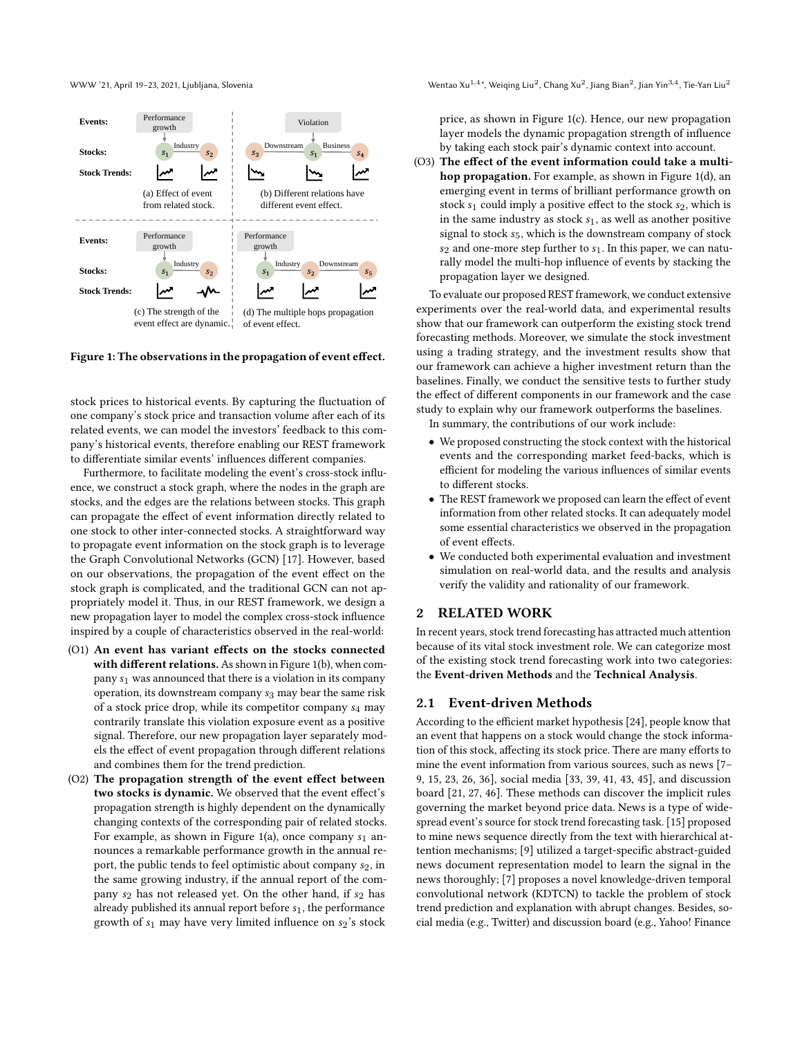Figure 1: The observations in the propagation of event effect.

stock prices to historical events. By capturing the fluctuation of one company's stock price and transaction volume after each of its related events, we can model the investors' feedback to this company's historical events, therefore enabling our REST framework to differentiate similar events' influences different companies.

Furthermore, to facilitate modeling the event's cross-stock influence, we construct a stock graph, where the nodes in the graph are stocks, and the edges are the relations between stocks. This graph can propagate the effect of event information directly related to one stock to other inter-connected stocks. A straightforward way to propagate event information on the stock graph is to leverage the Graph Convolutional Networks (GCN) [17]. However, based on our observations, the propagation of the event effect on the stock graph is complicated, and the traditional GCN can not appropriately model it. Thus, in our REST framework, we design a new propagation layer to model the complex cross-stock influence inspired by a couple of characteristics observed in the real-world:

- (O1) **An event has variant effects on the stocks connected with different relations.** As shown in Figure 1(b), when company $s_1$ was announced that there is a violation in its company operation, its downstream company $s_3$ may bear the same risk of a stock price drop, while its competitor company $s_4$ may contrarily translate this violation exposure event as a positive signal. Therefore, our new propagation layer separately models the effect of event propagation through different relations and combines them for the trend prediction.
- (O2) **The propagation strength of the event effect between two stocks is dynamic.** We observed that the event effect's propagation strength is highly dependent on the dynamically changing contexts of the corresponding pair of related stocks. For example, as shown in Figure 1(a), once company $s_1$ announces a remarkable performance growth in the annual report, the public tends to feel optimistic about company $s_2$, in the same growing industry, if the annual report of the company $s_2$ has not released yet. On the other hand, if $s_2$ has already published its annual report before $s_1$, the performance growth of $s_1$ may have very limited influence on $s_2$'s stock price, as shown in Figure 1(c). Hence, our new propagation layer models the dynamic propagation strength of influence by taking each stock pair's dynamic context into account.
- (O3) **The effect of the event information could take a multi-hop propagation.** For example, as shown in Figure 1(d), an emerging event in terms of brilliant performance growth on stock $s_1$ could imply a positive effect to the stock $s_2$, which is in the same industry as stock $s_1$, as well as another positive signal to stock $s_5$, which is the downstream company of stock $s_2$ and one-more step further to $s_1$. In this paper, we can naturally model the multi-hop influence of events by stacking the propagation layer we designed.

To evaluate our proposed REST framework, we conduct extensive experiments over the real-world data, and experimental results show that our framework can outperform the existing stock trend forecasting methods. Moreover, we simulate the stock investment using a trading strategy, and the investment results show that our framework can achieve a higher investment return than the baselines. Finally, we conduct the sensitive tests to further study the effect of different components in our framework and the case study to explain why our framework outperforms the baselines.

In summary, the contributions of our work include:

- We proposed constructing the stock context with the historical events and the corresponding market feed-backs, which is efficient for modeling the various influences of similar events to different stocks.
- The REST framework we proposed can learn the effect of event information from other related stocks. It can adequately model some essential characteristics we observed in the propagation of event effects.
- We conducted both experimental evaluation and investment simulation on real-world data, and the results and analysis verify the validity and rationality of our framework.

## 2 RELATED WORK

In recent years, stock trend forecasting has attracted much attention because of its vital stock investment role. We can categorize most of the existing stock trend forecasting work into two categories: the **Event-driven Methods** and the **Technical Analysis**.

### 2.1 Event-driven Methods

According to the efficient market hypothesis [24], people know that an event that happens on a stock would change the stock information of this stock, affecting its stock price. There are many efforts to mine the event information from various sources, such as news [7–9, 15, 23, 26, 36], social media [33, 39, 41, 43, 45], and discussion board [21, 27, 46]. These methods can discover the implicit rules governing the market beyond price data. News is a type of widespread event's source for stock trend forecasting task. [15] proposed to mine news sequence directly from the text with hierarchical attention mechanisms; [9] utilized a target-specific abstract-guided news document representation model to learn the signal in the news thoroughly; [7] proposes a novel knowledge-driven temporal convolutional network (KDTCN) to tackle the problem of stock trend prediction and explanation with abrupt changes. Besides, social media (e.g., Twitter) and discussion board (e.g., Yahoo! Finance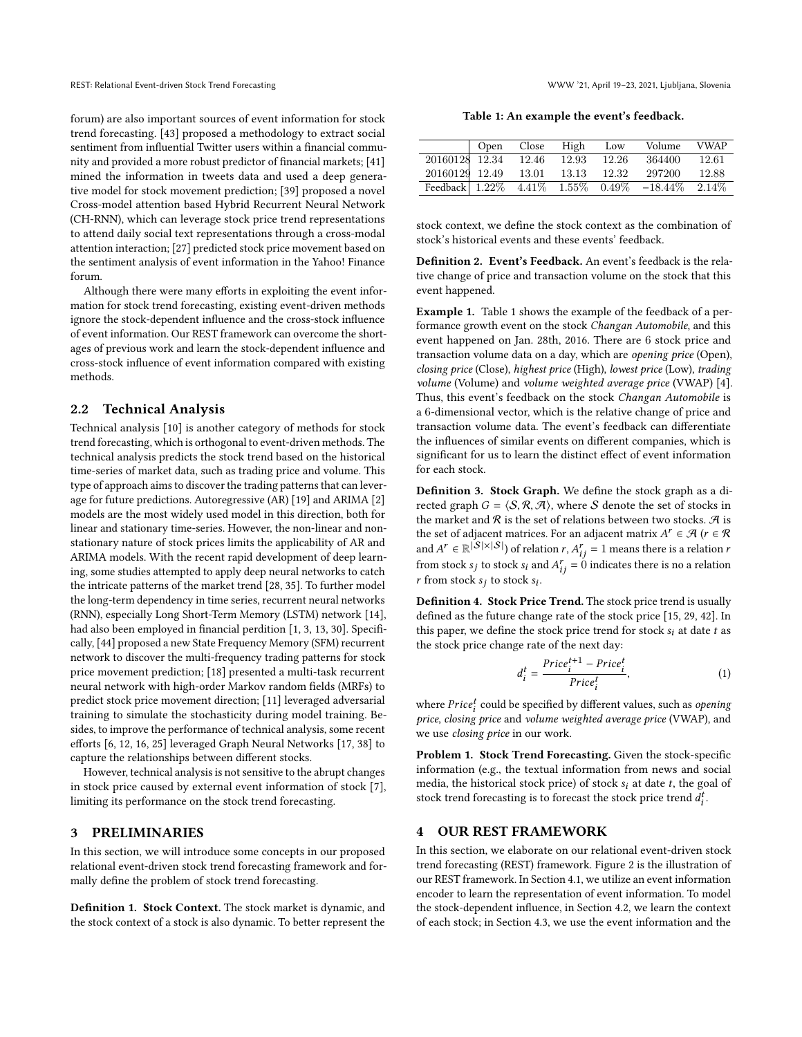forum) are also important sources of event information for stock trend forecasting. [43] proposed a methodology to extract social sentiment from influential Twitter users within a financial community and provided a more robust predictor of financial markets; [41] mined the information in tweets data and used a deep generative model for stock movement prediction; [39] proposed a novel Cross-model attention based Hybrid Recurrent Neural Network (CH-RNN), which can leverage stock price trend representations to attend daily social text representations through a cross-modal attention interaction; [27] predicted stock price movement based on the sentiment analysis of event information in the Yahoo! Finance forum.

Although there were many efforts in exploiting the event information for stock trend forecasting, existing event-driven methods ignore the stock-dependent influence and the cross-stock influence of event information. Our REST framework can overcome the shortages of previous work and learn the stock-dependent influence and cross-stock influence of event information compared with existing methods.

## 2.2 Technical Analysis

Technical analysis [10] is another category of methods for stock trend forecasting, which is orthogonal to event-driven methods. The technical analysis predicts the stock trend based on the historical time-series of market data, such as trading price and volume. This type of approach aims to discover the trading patterns that can leverage for future predictions. Autoregressive (AR) [19] and ARIMA [2] models are the most widely used model in this direction, both for linear and stationary time-series. However, the non-linear and non-stationary nature of stock prices limits the applicability of AR and ARIMA models. With the recent rapid development of deep learning, some studies attempted to apply deep neural networks to catch the intricate patterns of the market trend [28, 35]. To further model the long-term dependency in time series, recurrent neural networks (RNN), especially Long Short-Term Memory (LSTM) network [14], had also been employed in financial perdition [1, 3, 13, 30]. Specifically, [44] proposed a new State Frequency Memory (SFM) recurrent network to discover the multi-frequency trading patterns for stock price movement prediction; [18] presented a multi-task recurrent neural network with high-order Markov random fields (MRFs) to predict stock price movement direction; [11] leveraged adversarial training to simulate the stochasticity during model training. Besides, to improve the performance of technical analysis, some recent efforts [6, 12, 16, 25] leveraged Graph Neural Networks [17, 38] to capture the relationships between different stocks.

However, technical analysis is not sensitive to the abrupt changes in stock price caused by external event information of stock [7], limiting its performance on the stock trend forecasting.

# 3 PRELIMINARIES

In this section, we will introduce some concepts in our proposed relational event-driven stock trend forecasting framework and formally define the problem of stock trend forecasting.

**Definition 1. Stock Context.** The stock market is dynamic, and the stock context of a stock is also dynamic. To better represent the stock context, we define the stock context as the combination of stock's historical events and these events' feedback.

**Definition 2. Event's Feedback.** An event's feedback is the relative change of price and transaction volume on the stock that this event happened.

**Table 1: An example the event's feedback.**

| | Open | Close | High | Low | Volume | VWAP |
|---|---|---|---|---|---|---|
| 20160128 | 12.34 | 12.46 | 12.93 | 12.26 | 364400 | 12.61 |
| 20160129 | 12.49 | 13.01 | 13.13 | 12.32 | 297200 | 12.88 |
| Feedback | 1.22% | 4.41% | 1.55% | 0.49% | −18.44% | 2.14% |

**Example 1.** Table 1 shows the example of the feedback of a performance growth event on the stock *Changan Automobile*, and this event happened on Jan. 28th, 2016. There are 6 stock price and transaction volume data on a day, which are *opening price* (Open), *closing price* (Close), *highest price* (High), *lowest price* (Low), *trading volume* (Volume) and *volume weighted average price* (VWAP) [4]. Thus, this event's feedback on the stock *Changan Automobile* is a 6-dimensional vector, which is the relative change of price and transaction volume data. The event's feedback can differentiate the influences of similar events on different companies, which is significant for us to learn the distinct effect of event information for each stock.

**Definition 3. Stock Graph.** We define the stock graph as a directed graph $G = \langle \mathcal{S}, \mathcal{R}, \mathcal{A} \rangle$, where $\mathcal{S}$ denote the set of stocks in the market and $\mathcal{R}$ is the set of relations between two stocks. $\mathcal{A}$ is the set of adjacent matrices. For an adjacent matrix $A^r \in \mathcal{A}$ ($r \in \mathcal{R}$ and $A^r \in \mathbb{R}^{|\mathcal{S}| \times |\mathcal{S}|}$) of relation $r$, $A^r_{ij} = 1$ means there is a relation $r$ from stock $s_j$ to stock $s_i$ and $A^r_{ij} = 0$ indicates there is no a relation $r$ from stock $s_j$ to stock $s_i$.

**Definition 4. Stock Price Trend.** The stock price trend is usually defined as the future change rate of the stock price [15, 29, 42]. In this paper, we define the stock price trend for stock $s_i$ at date $t$ as the stock price change rate of the next day:

$$d_i^t = \frac{Price_i^{t+1} - Price_i^t}{Price_i^t}, \tag{1}$$

where $Price_i^t$ could be specified by different values, such as *opening price*, *closing price* and *volume weighted average price* (VWAP), and we use *closing price* in our work.

**Problem 1. Stock Trend Forecasting.** Given the stock-specific information (e.g., the textual information from news and social media, the historical stock price) of stock $s_i$ at date $t$, the goal of stock trend forecasting is to forecast the stock price trend $d_i^t$.

# 4 OUR REST FRAMEWORK

In this section, we elaborate on our relational event-driven stock trend forecasting (REST) framework. Figure 2 is the illustration of our REST framework. In Section 4.1, we utilize an event information encoder to learn the representation of event information. To model the stock-dependent influence, in Section 4.2, we learn the context of each stock; in Section 4.3, we use the event information and the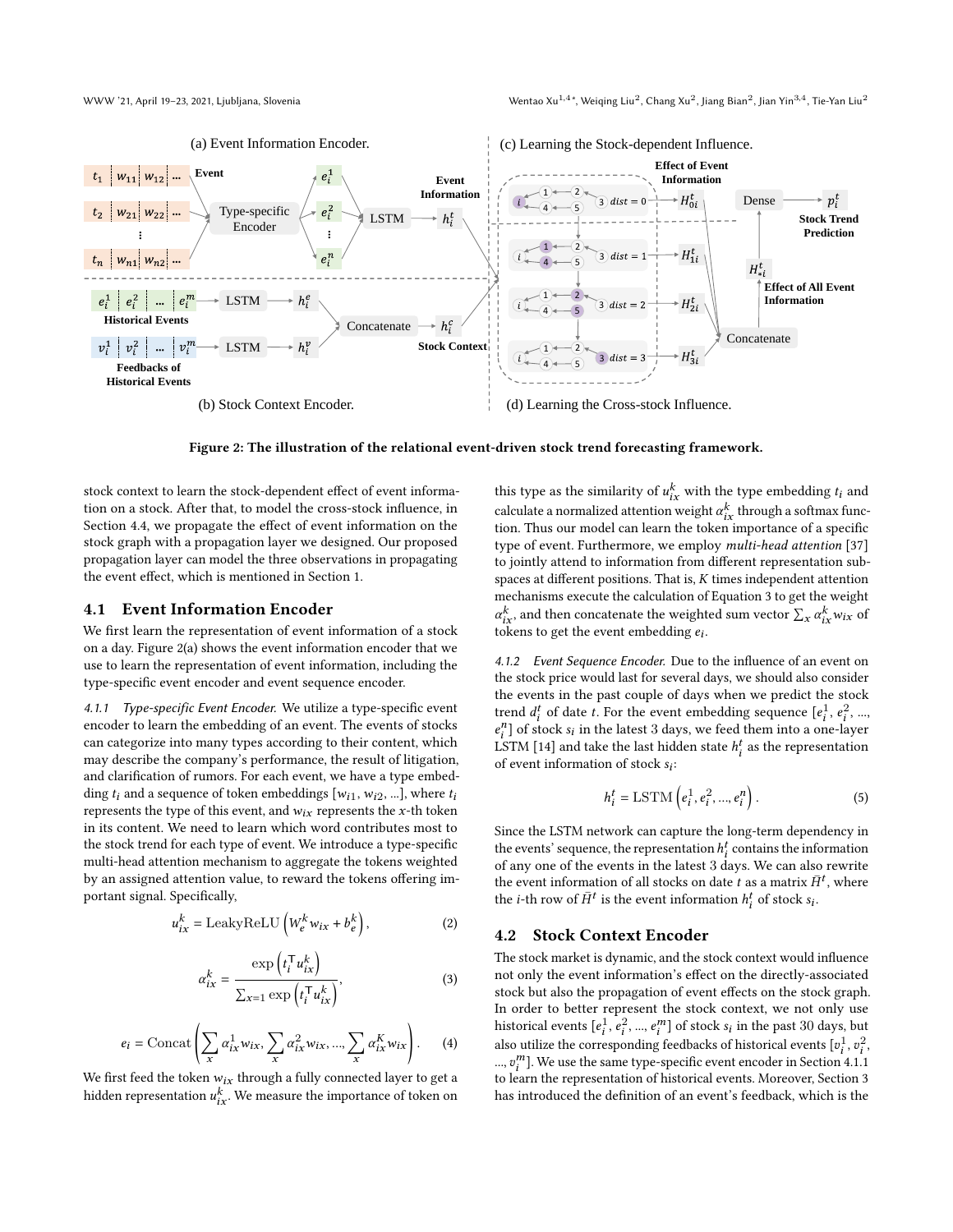Figure 2: The illustration of the relational event-driven stock trend forecasting framework.

stock context to learn the stock-dependent effect of event information on a stock. After that, to model the cross-stock influence, in Section 4.4, we propagate the effect of event information on the stock graph with a propagation layer we designed. Our proposed propagation layer can model the three observations in propagating the event effect, which is mentioned in Section 1.

## 4.1 Event Information Encoder

We first learn the representation of event information of a stock on a day. Figure 2(a) shows the event information encoder that we use to learn the representation of event information, including the type-specific event encoder and event sequence encoder.

*4.1.1 Type-specific Event Encoder.* We utilize a type-specific event encoder to learn the embedding of an event. The events of stocks can categorize into many types according to their content, which may describe the company's performance, the result of litigation, and clarification of rumors. For each event, we have a type embedding $t_i$ and a sequence of token embeddings $[w_{i1}, w_{i2}, ...]$, where $t_i$ represents the type of this event, and $w_{ix}$ represents the $x$-th token in its content. We need to learn which word contributes most to the stock trend for each type of event. We introduce a type-specific multi-head attention mechanism to aggregate the tokens weighted by an assigned attention value, to reward the tokens offering important signal. Specifically,

$$u_{ix}^{k} = \text{LeakyReLU}\left(W_e^k w_{ix} + b_e^k\right), \tag{2}$$

$$\alpha_{ix}^{k} = \frac{\exp\left(t_i^{\top} u_{ix}^{k}\right)}{\sum_{x=1} \exp\left(t_i^{\top} u_{ix}^{k}\right)}, \tag{3}$$

$$e_i = \text{Concat}\left(\sum_x \alpha_{ix}^1 w_{ix}, \sum_x \alpha_{ix}^2 w_{ix}, ..., \sum_x \alpha_{ix}^K w_{ix}\right). \tag{4}$$

We first feed the token $w_{ix}$ through a fully connected layer to get a hidden representation $u_{ix}^k$. We measure the importance of token on this type as the similarity of $u_{ix}^k$ with the type embedding $t_i$ and calculate a normalized attention weight $\alpha_{ix}^k$ through a softmax function. Thus our model can learn the token importance of a specific type of event. Furthermore, we employ *multi-head attention* [37] to jointly attend to information from different representation subspaces at different positions. That is, $K$ times independent attention mechanisms execute the calculation of Equation 3 to get the weight $\alpha_{ix}^k$, and then concatenate the weighted sum vector $\sum_x \alpha_{ix}^k w_{ix}$ of tokens to get the event embedding $e_i$.

*4.1.2 Event Sequence Encoder.* Due to the influence of an event on the stock price would last for several days, we should also consider the events in the past couple of days when we predict the stock trend $d_i^t$ of date $t$. For the event embedding sequence $[e_i^1, e_i^2, ..., e_i^n]$ of stock $s_i$ in the latest 3 days, we feed them into a one-layer LSTM [14] and take the last hidden state $h_i^t$ as the representation of event information of stock $s_i$:

$$h_i^t = \text{LSTM}\left(e_i^1, e_i^2, ..., e_i^n\right). \tag{5}$$

Since the LSTM network can capture the long-term dependency in the events' sequence, the representation $h_i^t$ contains the information of any one of the events in the latest 3 days. We can also rewrite the event information of all stocks on date $t$ as a matrix $\bar{H}^t$, where the $i$-th row of $\bar{H}^t$ is the event information $h_i^t$ of stock $s_i$.

## 4.2 Stock Context Encoder

The stock market is dynamic, and the stock context would influence not only the event information's effect on the directly-associated stock but also the propagation of event effects on the stock graph. In order to better represent the stock context, we not only use historical events $[e_i^1, e_i^2, ..., e_i^m]$ of stock $s_i$ in the past 30 days, but also utilize the corresponding feedbacks of historical events $[v_i^1, v_i^2, ..., v_i^m]$. We use the same type-specific event encoder in Section 4.1.1 to learn the representation of historical events. Moreover, Section 3 has introduced the definition of an event's feedback, which is the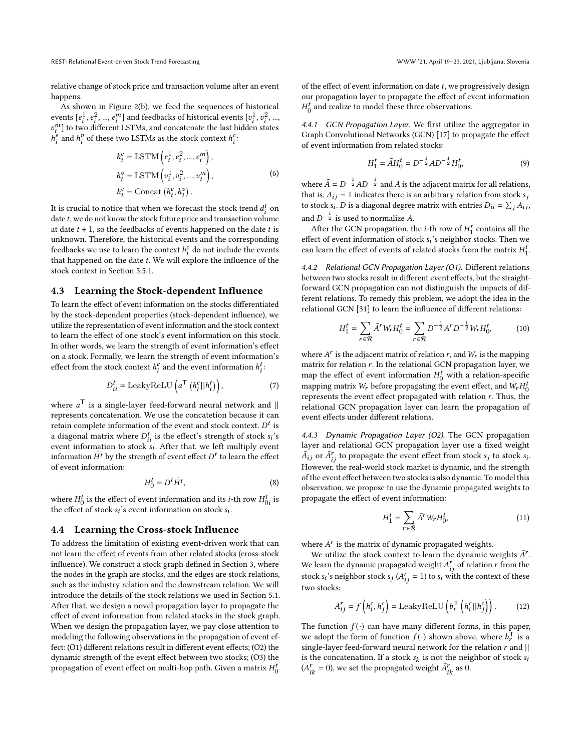relative change of stock price and transaction volume after an event happens.

As shown in Figure 2(b), we feed the sequences of historical events $[e_i^1, e_i^2, ..., e_i^m]$ and feedbacks of historical events $[v_i^1, v_i^2, ..., v_i^m]$ to two different LSTMs, and concatenate the last hidden states $h_i^e$ and $h_i^v$ of these two LSTMs as the stock context $h_i^c$:

$$
\begin{aligned}
h_i^e &= \mathrm{LSTM}\left(e_i^1, e_i^2, ..., e_i^m\right), \\
h_i^v &= \mathrm{LSTM}\left(v_i^1, v_i^2, ..., v_i^m\right), \\
h_i^c &= \mathrm{Concat}\left(h_i^e, h_i^v\right).
\end{aligned} \tag{6}
$$

It is crucial to notice that when we forecast the stock trend $d_i^t$ on date $t$, we do not know the stock future price and transaction volume at date $t+1$, so the feedbacks of events happened on the date $t$ is unknown. Therefore, the historical events and the corresponding feedbacks we use to learn the context $h_i^c$ do not include the events that happened on the date $t$. We will explore the influence of the stock context in Section 5.5.1.

## 4.3 Learning the Stock-dependent Influence

To learn the effect of event information on the stocks differentiated by the stock-dependent properties (stock-dependent influence), we utilize the representation of event information and the stock context to learn the effect of one stock's event information on this stock. In other words, we learn the strength of event information's effect on a stock. Formally, we learn the strength of event information's effect from the stock context $h_i^c$ and the event information $h_i^t$:

$$
D_{ii}^t = \mathrm{LeakyReLU}\left(a^\top \left(h_i^c || h_i^t\right)\right), \tag{7}
$$

where $a^\top$ is a single-layer feed-forward neural network and $||$ represents concatenation. We use the concatetion because it can retain complete information of the event and stock context. $D^t$ is a diagonal matrix where $D_{ii}^t$ is the effect's strength of stock $s_i$'s event information to stock $s_i$. After that, we left multiply event information $\bar{H}^t$ by the strength of event effect $D^t$ to learn the effect of event information:

$$
H_0^t = D^t \bar{H}^t, \tag{8}
$$

where $H_0^t$ is the effect of event information and its $i$-th row $H_{0i}^t$ is the effect of stock $s_i$'s event information on stock $s_i$.

## 4.4 Learning the Cross-stock Influence

To address the limitation of existing event-driven work that can not learn the effect of events from other related stocks (cross-stock influence). We construct a stock graph defined in Section 3, where the nodes in the graph are stocks, and the edges are stock relations, such as the industry relation and the downstream relation. We will introduce the details of the stock relations we used in Section 5.1. After that, we design a novel propagation layer to propagate the effect of event information from related stocks in the stock graph. When we design the propagation layer, we pay close attention to modeling the following observations in the propagation of event effect: (O1) different relations result in different event effects; (O2) the dynamic strength of the event effect between two stocks; (O3) the propagation of event effect on multi-hop path. Given a matrix $H_0^t$ of the effect of event information on date $t$, we progressively design our propagation layer to propagate the effect of event information $H_0^t$ and realize to model these three observations.

*4.4.1 GCN Propagation Layer.* We first utilize the aggregator in Graph Convolutional Networks (GCN) [17] to propagate the effect of event information from related stocks:

$$
H_1^t = \tilde{A} H_0^t = D^{-\frac{1}{2}} A D^{-\frac{1}{2}} H_0^t, \tag{9}
$$

where $\tilde{A} = D^{-\frac{1}{2}} A D^{-\frac{1}{2}}$ and $A$ is the adjacent matrix for all relations, that is, $A_{ij} = 1$ indicates there is an arbitrary relation from stock $s_j$ to stock $s_i$. $D$ is a diagonal degree matrix with entries $D_{ii} = \sum_j A_{ij}$, and $D^{-\frac{1}{2}}$ is used to normalize $A$.

After the GCN propagation, the $i$-th row of $H_1^t$ contains all the effect of event information of stock $s_i$'s neighbor stocks. Then we can learn the effect of events of related stocks from the matrix $H_1^t$.

*4.4.2 Relational GCN Propagation Layer (O1).* Different relations between two stocks result in different event effects, but the straightforward GCN propagation can not distinguish the impacts of different relations. To remedy this problem, we adopt the idea in the relational GCN [31] to learn the influence of different relations:

$$
H_1^t = \sum_{r \in \mathcal{R}} \tilde{A}^r W_r H_0^t = \sum_{r \in \mathcal{R}} D^{-\frac{1}{2}} A^r D^{-\frac{1}{2}} W_r H_0^t, \tag{10}
$$

where $A^r$ is the adjacent matrix of relation $r$, and $W_r$ is the mapping matrix for relation $r$. In the relational GCN propagation layer, we map the effect of event information $H_0^t$ with a relation-specific mapping matrix $W_r$ before propagating the event effect, and $W_r H_0^t$ represents the event effect propagated with relation $r$. Thus, the relational GCN propagation layer can learn the propagation of event effects under different relations.

*4.4.3 Dynamic Propagation Layer (O2).* The GCN propagation layer and relational GCN propagation layer use a fixed weight $\tilde{A}_{ij}$ or $\tilde{A}_{ij}^r$ to propagate the event effect from stock $s_j$ to stock $s_i$. However, the real-world stock market is dynamic, and the strength of the event effect between two stocks is also dynamic. To model this observation, we propose to use the dynamic propagated weights to propagate the effect of event information:

$$
H_1^t = \sum_{r \in \mathcal{R}} \bar{A}^r W_r H_0^t, \tag{11}
$$

where $\bar{A}^r$ is the matrix of dynamic propagated weights.

We utilize the stock context to learn the dynamic weights $\bar{A}^r$. We learn the dynamic propagated weight $\bar{A}_{ij}^r$ of relation $r$ from the stock $s_i$'s neighbor stock $s_j$ ($A_{ij}^r = 1$) to $s_i$ with the context of these two stocks:

$$
\bar{A}_{ij}^r = f\left(h_i^c, h_j^c\right) = \mathrm{LeakyReLU}\left(b_r^\top \left(h_i^c || h_j^c\right)\right). \tag{12}
$$

The function $f(\cdot)$ can have many different forms, in this paper, we adopt the form of function $f(\cdot)$ shown above, where $b_r^\top$ is a single-layer feed-forward neural network for the relation $r$ and $||$ is the concatenation. If a stock $s_k$ is not the neighbor of stock $s_i$ ($A_{ik}^r = 0$), we set the propagated weight $\bar{A}_{ik}^r$ as 0.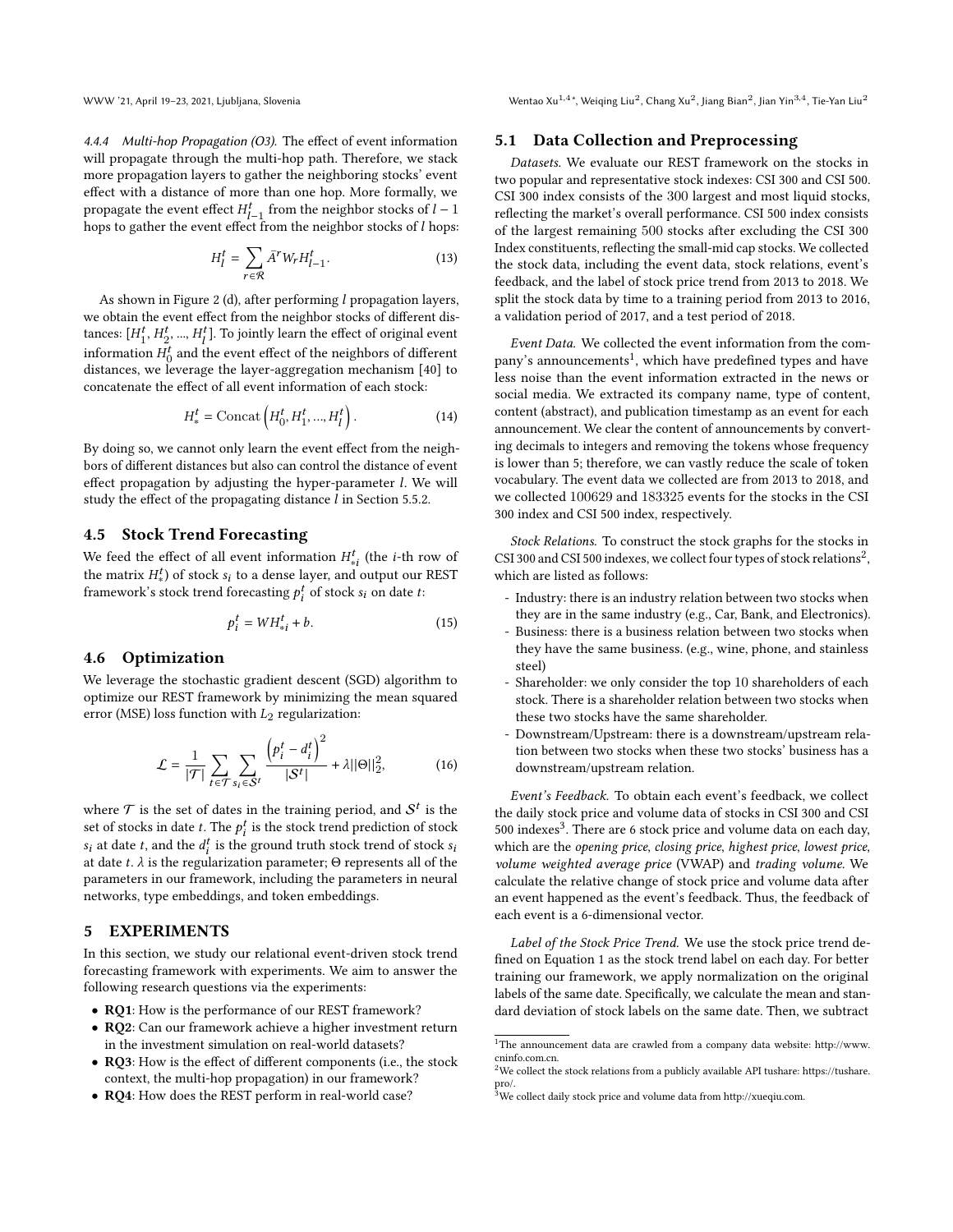#### 4.4.4 Multi-hop Propagation (O3).

The effect of event information will propagate through the multi-hop path. Therefore, we stack more propagation layers to gather the neighboring stocks' event effect with a distance of more than one hop. More formally, we propagate the event effect $H_{l-1}^t$ from the neighbor stocks of $l-1$ hops to gather the event effect from the neighbor stocks of $l$ hops:

$$H_l^t = \sum_{r \in \mathcal{R}} \bar{A}^r W_r H_{l-1}^t. \tag{13}$$

As shown in Figure 2 (d), after performing $l$ propagation layers, we obtain the event effect from the neighbor stocks of different distances: $[H_1^t, H_2^t, ..., H_l^t]$. To jointly learn the effect of original event information $H_0^t$ and the event effect of the neighbors of different distances, we leverage the layer-aggregation mechanism [40] to concatenate the effect of all event information of each stock:

$$H_*^t = \text{Concat}\left(H_0^t, H_1^t, ..., H_l^t\right). \tag{14}$$

By doing so, we cannot only learn the event effect from the neighbors of different distances but also can control the distance of event effect propagation by adjusting the hyper-parameter $l$. We will study the effect of the propagating distance $l$ in Section 5.5.2.

### 4.5 Stock Trend Forecasting

We feed the effect of all event information $H_{*i}^t$ (the $i$-th row of the matrix $H_*^t$) of stock $s_i$ to a dense layer, and output our REST framework's stock trend forecasting $p_i^t$ of stock $s_i$ on date $t$:

$$p_i^t = WH_{*i}^t + b. \tag{15}$$

### 4.6 Optimization

We leverage the stochastic gradient descent (SGD) algorithm to optimize our REST framework by minimizing the mean squared error (MSE) loss function with $L_2$ regularization:

$$\mathcal{L} = \frac{1}{|\mathcal{T}|} \sum_{t \in \mathcal{T}} \sum_{s_i \in \mathcal{S}^t} \frac{\left(p_i^t - d_i^t\right)^2}{|\mathcal{S}^t|} + \lambda ||\Theta||_2^2, \tag{16}$$

where $\mathcal{T}$ is the set of dates in the training period, and $\mathcal{S}^t$ is the set of stocks in date $t$. The $p_i^t$ is the stock trend prediction of stock $s_i$ at date $t$, and the $d_i^t$ is the ground truth stock trend of stock $s_i$ at date $t$. $\lambda$ is the regularization parameter; $\Theta$ represents all of the parameters in our framework, including the parameters in neural networks, type embeddings, and token embeddings.

## 5 EXPERIMENTS

In this section, we study our relational event-driven stock trend forecasting framework with experiments. We aim to answer the following research questions via the experiments:

- **RQ1**: How is the performance of our REST framework?
- **RQ2**: Can our framework achieve a higher investment return in the investment simulation on real-world datasets?
- **RQ3**: How is the effect of different components (i.e., the stock context, the multi-hop propagation) in our framework?
- **RQ4**: How does the REST perform in real-world case?

### 5.1 Data Collection and Preprocessing

*Datasets.* We evaluate our REST framework on the stocks in two popular and representative stock indexes: CSI 300 and CSI 500. CSI 300 index consists of the 300 largest and most liquid stocks, reflecting the market's overall performance. CSI 500 index consists of the largest remaining 500 stocks after excluding the CSI 300 Index constituents, reflecting the small-mid cap stocks. We collected the stock data, including the event data, stock relations, event's feedback, and the label of stock price trend from 2013 to 2018. We split the stock data by time to a training period from 2013 to 2016, a validation period of 2017, and a test period of 2018.

*Event Data.* We collected the event information from the company's announcements[1], which have predefined types and have less noise than the event information extracted in the news or social media. We extracted its company name, type of content, content (abstract), and publication timestamp as an event for each announcement. We clear the content of announcements by converting decimals to integers and removing the tokens whose frequency is lower than 5; therefore, we can vastly reduce the scale of token vocabulary. The event data we collected are from 2013 to 2018, and we collected 100629 and 183325 events for the stocks in the CSI 300 index and CSI 500 index, respectively.

*Stock Relations.* To construct the stock graphs for the stocks in CSI 300 and CSI 500 indexes, we collect four types of stock relations[2], which are listed as follows:

- Industry: there is an industry relation between two stocks when they are in the same industry (e.g., Car, Bank, and Electronics).
- Business: there is a business relation between two stocks when they have the same business. (e.g., wine, phone, and stainless steel)
- Shareholder: we only consider the top 10 shareholders of each stock. There is a shareholder relation between two stocks when these two stocks have the same shareholder.
- Downstream/Upstream: there is a downstream/upstream relation between two stocks when these two stocks' business has a downstream/upstream relation.

*Event's Feedback.* To obtain each event's feedback, we collect the daily stock price and volume data of stocks in CSI 300 and CSI 500 indexes[3]. There are 6 stock price and volume data on each day, which are the *opening price*, *closing price*, *highest price*, *lowest price*, *volume weighted average price* (VWAP) and *trading volume*. We calculate the relative change of stock price and volume data after an event happened as the event's feedback. Thus, the feedback of each event is a 6-dimensional vector.

*Label of the Stock Price Trend.* We use the stock price trend defined on Equation 1 as the stock trend label on each day. For better training our framework, we apply normalization on the original labels of the same date. Specifically, we calculate the mean and standard deviation of stock labels on the same date. Then, we subtract

---

[1] The announcement data are crawled from a company data website: http://www.cninfo.com.cn.

[2] We collect the stock relations from a publicly available API tushare: https://tushare.pro/.

[3] We collect daily stock price and volume data from http://xueqiu.com.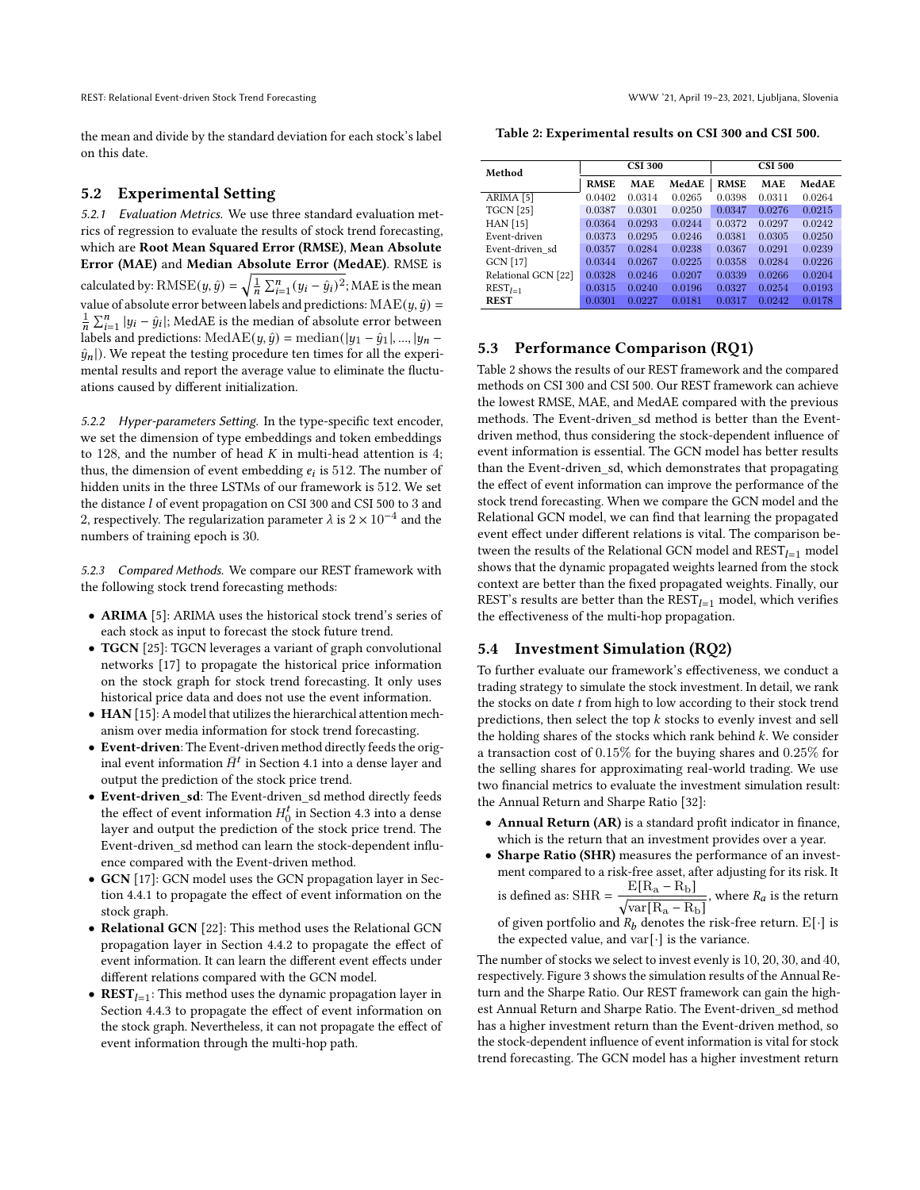the mean and divide by the standard deviation for each stock's label on this date.

## 5.2 Experimental Setting

*5.2.1 Evaluation Metrics.* We use three standard evaluation metrics of regression to evaluate the results of stock trend forecasting, which are **Root Mean Squared Error (RMSE)**, **Mean Absolute Error (MAE)** and **Median Absolute Error (MedAE)**. RMSE is calculated by: $\mathrm{RMSE}(y, \hat{y}) = \sqrt{\frac{1}{n}\sum_{i=1}^{n}(y_i - \hat{y}_i)^2}$; MAE is the mean value of absolute error between labels and predictions: $\mathrm{MAE}(y, \hat{y}) = \frac{1}{n}\sum_{i=1}^{n}|y_i - \hat{y}_i|$; MedAE is the median of absolute error between labels and predictions: $\mathrm{MedAE}(y, \hat{y}) = \mathrm{median}(|y_1 - \hat{y}_1|, ..., |y_n - \hat{y}_n|)$. We repeat the testing procedure ten times for all the experimental results and report the average value to eliminate the fluctuations caused by different initialization.

*5.2.2 Hyper-parameters Setting.* In the type-specific text encoder, we set the dimension of type embeddings and token embeddings to 128, and the number of head $K$ in multi-head attention is 4; thus, the dimension of event embedding $e_i$ is 512. The number of hidden units in the three LSTMs of our framework is 512. We set the distance $l$ of event propagation on CSI 300 and CSI 500 to 3 and 2, respectively. The regularization parameter $\lambda$ is $2 \times 10^{-4}$ and the numbers of training epoch is 30.

*5.2.3 Compared Methods.* We compare our REST framework with the following stock trend forecasting methods:

- **ARIMA** [5]: ARIMA uses the historical stock trend's series of each stock as input to forecast the stock future trend.
- **TGCN** [25]: TGCN leverages a variant of graph convolutional networks [17] to propagate the historical price information on the stock graph for stock trend forecasting. It only uses historical price data and does not use the event information.
- **HAN** [15]: A model that utilizes the hierarchical attention mechanism over media information for stock trend forecasting.
- **Event-driven**: The Event-driven method directly feeds the original event information $\bar{H}^t$ in Section 4.1 into a dense layer and output the prediction of the stock price trend.
- **Event-driven_sd**: The Event-driven_sd method directly feeds the effect of event information $H_0^t$ in Section 4.3 into a dense layer and output the prediction of the stock price trend. The Event-driven_sd method can learn the stock-dependent influence compared with the Event-driven method.
- **GCN** [17]: GCN model uses the GCN propagation layer in Section 4.4.1 to propagate the effect of event information on the stock graph.
- **Relational GCN** [22]: This method uses the Relational GCN propagation layer in Section 4.4.2 to propagate the effect of event information. It can learn the different event effects under different relations compared with the GCN model.
- **REST$_{l=1}$**: This method uses the dynamic propagation layer in Section 4.4.3 to propagate the effect of event information on the stock graph. Nevertheless, it can not propagate the effect of event information through the multi-hop path.

**Table 2: Experimental results on CSI 300 and CSI 500.**

| Method | CSI 300 | | | CSI 500 | | |
|---|---|---|---|---|---|---|
| | **RMSE** | **MAE** | **MedAE** | **RMSE** | **MAE** | **MedAE** |
| ARIMA [5] | 0.0402 | 0.0314 | 0.0265 | 0.0398 | 0.0311 | 0.0264 |
| TGCN [25] | 0.0387 | 0.0301 | 0.0250 | 0.0347 | 0.0276 | 0.0215 |
| HAN [15] | 0.0364 | 0.0293 | 0.0244 | 0.0372 | 0.0297 | 0.0242 |
| Event-driven | 0.0373 | 0.0295 | 0.0246 | 0.0381 | 0.0305 | 0.0250 |
| Event-driven_sd | 0.0357 | 0.0284 | 0.0238 | 0.0367 | 0.0291 | 0.0239 |
| GCN [17] | 0.0344 | 0.0267 | 0.0225 | 0.0358 | 0.0284 | 0.0226 |
| Relational GCN [22] | 0.0328 | 0.0246 | 0.0207 | 0.0339 | 0.0266 | 0.0204 |
| REST$_{l=1}$ | 0.0315 | 0.0240 | 0.0196 | 0.0327 | 0.0254 | 0.0193 |
| **REST** | 0.0301 | 0.0227 | 0.0181 | 0.0317 | 0.0242 | 0.0178 |

## 5.3 Performance Comparison (RQ1)

Table 2 shows the results of our REST framework and the compared methods on CSI 300 and CSI 500. Our REST framework can achieve the lowest RMSE, MAE, and MedAE compared with the previous methods. The Event-driven_sd method is better than the Event-driven method, thus considering the stock-dependent influence of event information is essential. The GCN model has better results than the Event-driven_sd, which demonstrates that propagating the effect of event information can improve the performance of the stock trend forecasting. When we compare the GCN model and the Relational GCN model, we can find that learning the propagated event effect under different relations is vital. The comparison between the results of the Relational GCN model and REST$_{l=1}$ model shows that the dynamic propagated weights learned from the stock context are better than the fixed propagated weights. Finally, our REST's results are better than the REST$_{l=1}$ model, which verifies the effectiveness of the multi-hop propagation.

## 5.4 Investment Simulation (RQ2)

To further evaluate our framework's effectiveness, we conduct a trading strategy to simulate the stock investment. In detail, we rank the stocks on date $t$ from high to low according to their stock trend predictions, then select the top $k$ stocks to evenly invest and sell the holding shares of the stocks which rank behind $k$. We consider a transaction cost of 0.15% for the buying shares and 0.25% for the selling shares for approximating real-world trading. We use two financial metrics to evaluate the investment simulation result: the Annual Return and Sharpe Ratio [32]:

- **Annual Return (AR)** is a standard profit indicator in finance, which is the return that an investment provides over a year.
- **Sharpe Ratio (SHR)** measures the performance of an investment compared to a risk-free asset, after adjusting for its risk. It is defined as: $\mathrm{SHR} = \frac{\mathrm{E}[\mathrm{R_a} - \mathrm{R_b}]}{\sqrt{\mathrm{var}[\mathrm{R_a} - \mathrm{R_b}]}}$, where $R_a$ is the return of given portfolio and $R_b$ denotes the risk-free return. $\mathrm{E}[\cdot]$ is the expected value, and $\mathrm{var}[\cdot]$ is the variance.

The number of stocks we select to invest evenly is 10, 20, 30, and 40, respectively. Figure 3 shows the simulation results of the Annual Return and the Sharpe Ratio. Our REST framework can gain the highest Annual Return and Sharpe Ratio. The Event-driven_sd method has a higher investment return than the Event-driven method, so the stock-dependent influence of event information is vital for stock trend forecasting. The GCN model has a higher investment return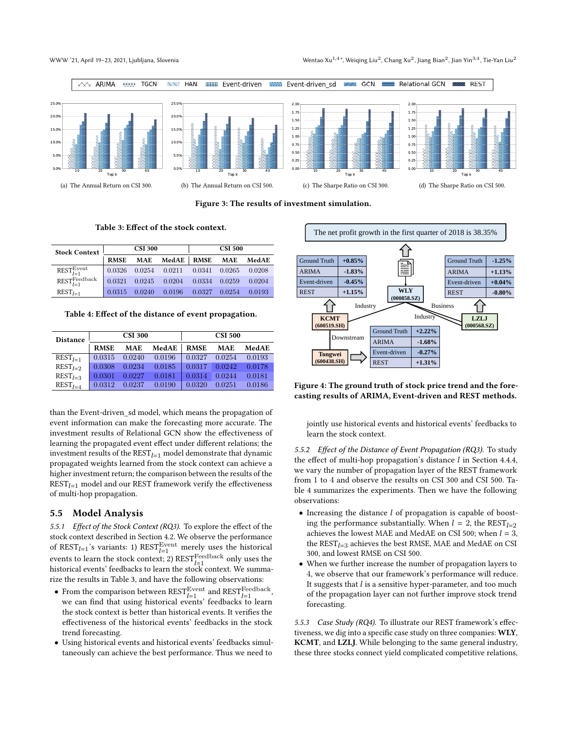Figure 3: The results of investment simulation.

(a) The Annual Return on CSI 300. (b) The Annual Return on CSI 500. (c) The Sharpe Ratio on CSI 300. (d) The Sharpe Ratio on CSI 500.

Table 3: Effect of the stock context.

| Stock Context | CSI 300 | | | CSI 500 | | |
|---|---|---|---|---|---|---|
| | RMSE | MAE | MedAE | RMSE | MAE | MedAE |
| $\text{REST}^{\text{Event}}_{l=1}$ | 0.0326 | 0.0254 | 0.0211 | 0.0341 | 0.0265 | 0.0208 |
| $\text{REST}^{\text{Feedback}}_{l=1}$ | 0.0321 | 0.0245 | 0.0204 | 0.0334 | 0.0259 | 0.0204 |
| $\text{REST}_{l=1}$ | 0.0315 | 0.0240 | 0.0196 | 0.0327 | 0.0254 | 0.0193 |

Table 4: Effect of the distance of event propagation.

| Distance | CSI 300 | | | CSI 500 | | |
|---|---|---|---|---|---|---|
| | RMSE | MAE | MedAE | RMSE | MAE | MedAE |
| $\text{REST}_{l=1}$ | 0.0315 | 0.0240 | 0.0196 | 0.0327 | 0.0254 | 0.0193 |
| $\text{REST}_{l=2}$ | 0.0308 | 0.0234 | 0.0185 | 0.0317 | 0.0242 | 0.0178 |
| $\text{REST}_{l=3}$ | 0.0301 | 0.0227 | 0.0181 | 0.0314 | 0.0244 | 0.0181 |
| $\text{REST}_{l=4}$ | 0.0312 | 0.0237 | 0.0190 | 0.0320 | 0.0251 | 0.0186 |

than the Event-driven_sd model, which means the propagation of event information can make the forecasting more accurate. The investment results of Relational GCN show the effectiveness of learning the propagated event effect under different relations; the investment results of the $\text{REST}_{l=1}$ model demonstrate that dynamic propagated weights learned from the stock context can achieve a higher investment return; the comparison between the results of the $\text{REST}_{l=1}$ model and our REST framework verify the effectiveness of multi-hop propagation.

## 5.5 Model Analysis

*5.5.1 Effect of the Stock Context (RQ3).* To explore the effect of the stock context described in Section 4.2. We observe the performance of $\text{REST}_{l=1}$'s variants: 1) $\text{REST}^{\text{Event}}_{l=1}$ merely uses the historical events to learn the stock context; 2) $\text{REST}^{\text{Feedback}}_{l=1}$ only uses the historical events' feedbacks to learn the stock context. We summarize the results in Table 3, and have the following observations:

- From the comparison between $\text{REST}^{\text{Event}}_{l=1}$ and $\text{REST}^{\text{Feedback}}_{l=1}$, we can find that using historical events' feedbacks to learn the stock context is better than historical events. It verifies the effectiveness of the historical events' feedbacks in the stock trend forecasting.
- Using historical events and historical events' feedbacks simultaneously can achieve the best performance. Thus we need to jointly use historical events and historical events' feedbacks to learn the stock context.

Figure 4: The ground truth of stock price trend and the forecasting results of ARIMA, Event-driven and REST methods.

*5.5.2 Effect of the Distance of Event Propagation (RQ3).* To study the effect of multi-hop propagation's distance $l$ in Section 4.4.4, we vary the number of propagation layer of the REST framework from 1 to 4 and observe the results on CSI 300 and CSI 500. Table 4 summarizes the experiments. Then we have the following observations:

- Increasing the distance $l$ of propagation is capable of boosting the performance substantially. When $l = 2$, the $\text{REST}_{l=2}$ achieves the lowest MAE and MedAE on CSI 500; when $l = 3$, the $\text{REST}_{l=3}$ achieves the best RMSE, MAE and MedAE on CSI 300, and lowest RMSE on CSI 500.
- When we further increase the number of propagation layers to 4, we observe that our framework's performance will reduce. It suggests that $l$ is a sensitive hyper-parameter, and too much of the propagation layer can not further improve stock trend forecasting.

*5.5.3 Case Study (RQ4).* To illustrate our REST framework's effectiveness, we dig into a specific case study on three companies: **WLY**, **KCMT**, and **LZLJ**. While belonging to the same general industry, these three stocks connect yield complicated competitive relations,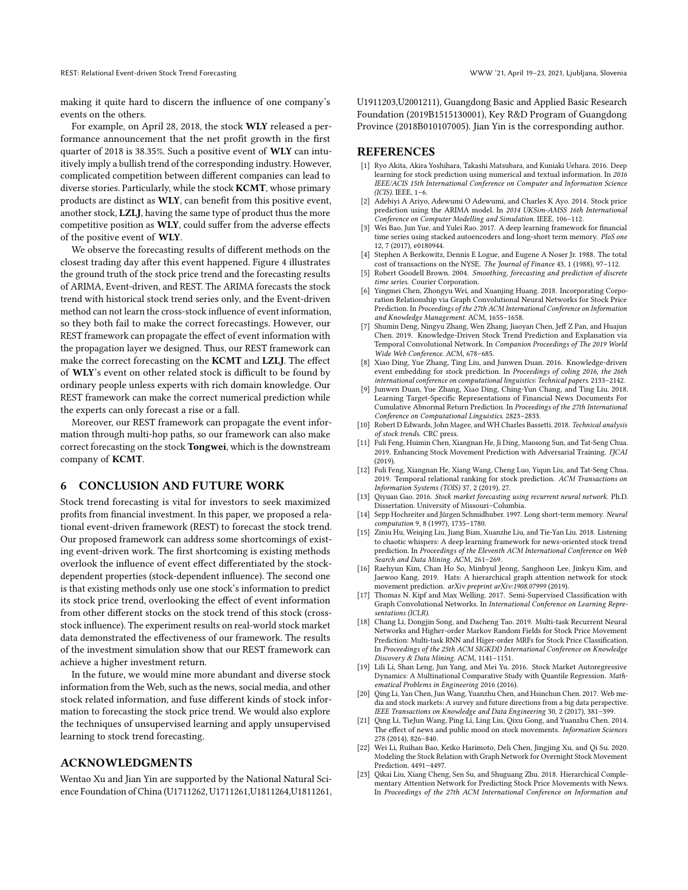making it quite hard to discern the influence of one company's events on the others.

For example, on April 28, 2018, the stock **WLY** released a performance announcement that the net profit growth in the first quarter of 2018 is 38.35%. Such a positive event of **WLY** can intuitively imply a bullish trend of the corresponding industry. However, complicated competition between different companies can lead to diverse stories. Particularly, while the stock **KCMT**, whose primary products are distinct as **WLY**, can benefit from this positive event, another stock, **LZLJ**, having the same type of product thus the more competitive position as **WLY**, could suffer from the adverse effects of the positive event of **WLY**.

We observe the forecasting results of different methods on the closest trading day after this event happened. Figure 4 illustrates the ground truth of the stock price trend and the forecasting results of ARIMA, Event-driven, and REST. The ARIMA forecasts the stock trend with historical stock trend series only, and the Event-driven method can not learn the cross-stock influence of event information, so they both fail to make the correct forecastings. However, our REST framework can propagate the effect of event information with the propagation layer we designed. Thus, our REST framework can make the correct forecasting on the **KCMT** and **LZLJ**. The effect of **WLY**'s event on other related stock is difficult to be found by ordinary people unless experts with rich domain knowledge. Our REST framework can make the correct numerical prediction while the experts can only forecast a rise or a fall.

Moreover, our REST framework can propagate the event information through multi-hop paths, so our framework can also make correct forecasting on the stock **Tongwei**, which is the downstream company of **KCMT**.

## 6 CONCLUSION AND FUTURE WORK

Stock trend forecasting is vital for investors to seek maximized profits from financial investment. In this paper, we proposed a relational event-driven framework (REST) to forecast the stock trend. Our proposed framework can address some shortcomings of existing event-driven work. The first shortcoming is existing methods overlook the influence of event effect differentiated by the stock-dependent properties (stock-dependent influence). The second one is that existing methods only use one stock's information to predict its stock price trend, overlooking the effect of event information from other different stocks on the stock trend of this stock (cross-stock influence). The experiment results on real-world stock market data demonstrated the effectiveness of our framework. The results of the investment simulation show that our REST framework can achieve a higher investment return.

In the future, we would mine more abundant and diverse stock information from the Web, such as the news, social media, and other stock related information, and fuse different kinds of stock information to forecasting the stock price trend. We would also explore the techniques of unsupervised learning and apply unsupervised learning to stock trend forecasting.

## ACKNOWLEDGMENTS

Wentao Xu and Jian Yin are supported by the National Natural Science Foundation of China (U1711262, U1711261,U1811264,U1811261, U1911203,U2001211), Guangdong Basic and Applied Basic Research Foundation (2019B1515130001), Key R&D Program of Guangdong Province (2018B010107005). Jian Yin is the corresponding author.

## REFERENCES

[1] Ryo Akita, Akira Yoshihara, Takashi Matsubara, and Kuniaki Uehara. 2016. Deep learning for stock prediction using numerical and textual information. In *2016 IEEE/ACIS 15th International Conference on Computer and Information Science (ICIS)*. IEEE, 1–6.

[2] Adebiyi A Ariyo, Adewumi O Adewumi, and Charles K Ayo. 2014. Stock price prediction using the ARIMA model. In *2014 UKSim-AMSS 16th International Conference on Computer Modelling and Simulation*. IEEE, 106–112.

[3] Wei Bao, Jun Yue, and Yulei Rao. 2017. A deep learning framework for financial time series using stacked autoencoders and long-short term memory. *PloS one* 12, 7 (2017), e0180944.

[4] Stephen A Berkowitz, Dennis E Logue, and Eugene A Noser Jr. 1988. The total cost of transactions on the NYSE. *The Journal of Finance* 43, 1 (1988), 97–112.

[5] Robert Goodell Brown. 2004. *Smoothing, forecasting and prediction of discrete time series*. Courier Corporation.

[6] Yingmei Chen, Zhongyu Wei, and Xuanjing Huang. 2018. Incorporating Corporation Relationship via Graph Convolutional Neural Networks for Stock Price Prediction. In *Proceedings of the 27th ACM International Conference on Information and Knowledge Management*. ACM, 1655–1658.

[7] Shumin Deng, Ningyu Zhang, Wen Zhang, Jiaoyan Chen, Jeff Z Pan, and Huajun Chen. 2019. Knowledge-Driven Stock Trend Prediction and Explanation via Temporal Convolutional Network. In *Companion Proceedings of The 2019 World Wide Web Conference*. ACM, 678–685.

[8] Xiao Ding, Yue Zhang, Ting Liu, and Junwen Duan. 2016. Knowledge-driven event embedding for stock prediction. In *Proceedings of coling 2016, the 26th international conference on computational linguistics: Technical papers*. 2133–2142.

[9] Junwen Duan, Yue Zhang, Xiao Ding, Ching-Yun Chang, and Ting Liu. 2018. Learning Target-Specific Representations of Financial News Documents For Cumulative Abnormal Return Prediction. In *Proceedings of the 27th International Conference on Computational Linguistics*. 2823–2833.

[10] Robert D Edwards, John Magee, and WH Charles Bassetti. 2018. *Technical analysis of stock trends*. CRC press.

[11] Fuli Feng, Huimin Chen, Xiangnan He, Ji Ding, Maosong Sun, and Tat-Seng Chua. 2019. Enhancing Stock Movement Prediction with Adversarial Training. *IJCAI* (2019).

[12] Fuli Feng, Xiangnan He, Xiang Wang, Cheng Luo, Yiqun Liu, and Tat-Seng Chua. 2019. Temporal relational ranking for stock prediction. *ACM Transactions on Information Systems (TOIS)* 37, 2 (2019), 27.

[13] Qiyuan Gao. 2016. *Stock market forecasting using recurrent neural network*. Ph.D. Dissertation. University of Missouri–Columbia.

[14] Sepp Hochreiter and Jürgen Schmidhuber. 1997. Long short-term memory. *Neural computation* 9, 8 (1997), 1735–1780.

[15] Ziniu Hu, Weiqing Liu, Jiang Bian, Xuanzhe Liu, and Tie-Yan Liu. 2018. Listening to chaotic whispers: A deep learning framework for news-oriented stock trend prediction. In *Proceedings of the Eleventh ACM International Conference on Web Search and Data Mining*. ACM, 261–269.

[16] Raehyun Kim, Chan Ho So, Minbyul Jeong, Sanghoon Lee, Jinkyu Kim, and Jaewoo Kang. 2019. Hats: A hierarchical graph attention network for stock movement prediction. *arXiv preprint arXiv:1908.07999* (2019).

[17] Thomas N. Kipf and Max Welling. 2017. Semi-Supervised Classification with Graph Convolutional Networks. In *International Conference on Learning Representations (ICLR)*.

[18] Chang Li, Dongjin Song, and Dacheng Tao. 2019. Multi-task Recurrent Neural Networks and Higher-order Markov Random Fields for Stock Price Movement Prediction: Multi-task RNN and Higer-order MRFs for Stock Price Classification. In *Proceedings of the 25th ACM SIGKDD International Conference on Knowledge Discovery & Data Mining*. ACM, 1141–1151.

[19] Lili Li, Shan Leng, Jun Yang, and Mei Yu. 2016. Stock Market Autoregressive Dynamics: A Multinational Comparative Study with Quantile Regression. *Mathematical Problems in Engineering* 2016 (2016).

[20] Qing Li, Yan Chen, Jun Wang, Yuanzhu Chen, and Hsinchun Chen. 2017. Web media and stock markets: A survey and future directions from a big data perspective. *IEEE Transactions on Knowledge and Data Engineering* 30, 2 (2017), 381–399.

[21] Qing Li, TieJun Wang, Ping Li, Ling Liu, Qixu Gong, and Yuanzhu Chen. 2014. The effect of news and public mood on stock movements. *Information Sciences* 278 (2014), 826–840.

[22] Wei Li, Ruihan Bao, Keiko Harimoto, Deli Chen, Jingjing Xu, and Qi Su. 2020. Modeling the Stock Relation with Graph Network for Overnight Stock Movement Prediction. 4491–4497.

[23] Qikai Liu, Xiang Cheng, Sen Su, and Shuguang Zhu. 2018. Hierarchical Complementary Attention Network for Predicting Stock Price Movements with News. In *Proceedings of the 27th ACM International Conference on Information and*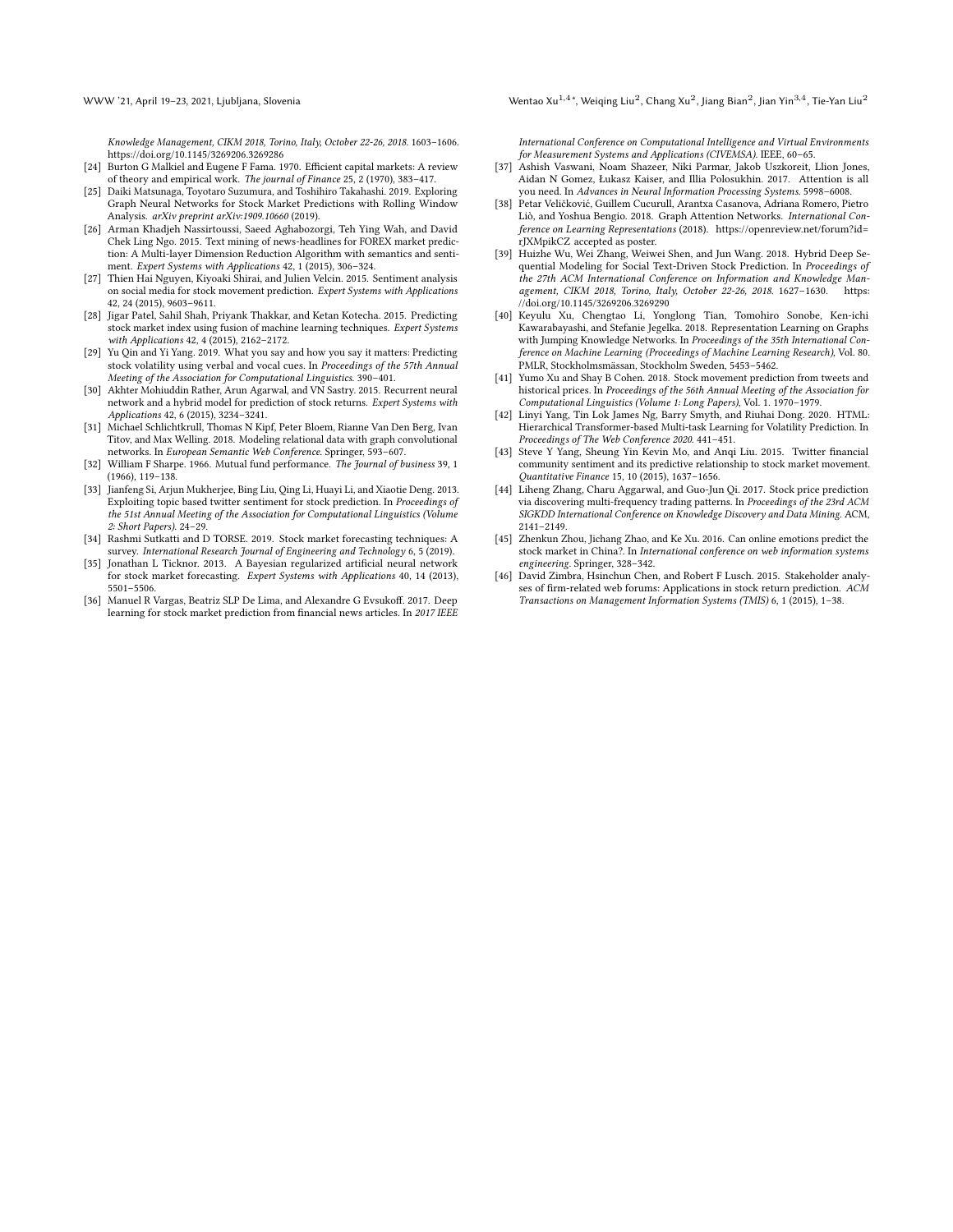Knowledge Management, CIKM 2018, Torino, Italy, October 22-26, 2018*. 1603–1606. https://doi.org/10.1145/3269206.3269286

[24] Burton G Malkiel and Eugene F Fama. 1970. Efficient capital markets: A review of theory and empirical work. *The journal of Finance* 25, 2 (1970), 383–417.

[25] Daiki Matsunaga, Toyotaro Suzumura, and Toshihiro Takahashi. 2019. Exploring Graph Neural Networks for Stock Market Predictions with Rolling Window Analysis. *arXiv preprint arXiv:1909.10660* (2019).

[26] Arman Khadjeh Nassirtoussi, Saeed Aghabozorgi, Teh Ying Wah, and David Chek Ling Ngo. 2015. Text mining of news-headlines for FOREX market prediction: A Multi-layer Dimension Reduction Algorithm with semantics and sentiment. *Expert Systems with Applications* 42, 1 (2015), 306–324.

[27] Thien Hai Nguyen, Kiyoaki Shirai, and Julien Velcin. 2015. Sentiment analysis on social media for stock movement prediction. *Expert Systems with Applications* 42, 24 (2015), 9603–9611.

[28] Jigar Patel, Sahil Shah, Priyank Thakkar, and Ketan Kotecha. 2015. Predicting stock market index using fusion of machine learning techniques. *Expert Systems with Applications* 42, 4 (2015), 2162–2172.

[29] Yu Qin and Yi Yang. 2019. What you say and how you say it matters: Predicting stock volatility using verbal and vocal cues. In *Proceedings of the 57th Annual Meeting of the Association for Computational Linguistics*. 390–401.

[30] Akhter Mohiuddin Rather, Arun Agarwal, and VN Sastry. 2015. Recurrent neural network and a hybrid model for prediction of stock returns. *Expert Systems with Applications* 42, 6 (2015), 3234–3241.

[31] Michael Schlichtkrull, Thomas N Kipf, Peter Bloem, Rianne Van Den Berg, Ivan Titov, and Max Welling. 2018. Modeling relational data with graph convolutional networks. In *European Semantic Web Conference*. Springer, 593–607.

[32] William F Sharpe. 1966. Mutual fund performance. *The Journal of business* 39, 1 (1966), 119–138.

[33] Jianfeng Si, Arjun Mukherjee, Bing Liu, Qing Li, Huayi Li, and Xiaotie Deng. 2013. Exploiting topic based twitter sentiment for stock prediction. In *Proceedings of the 51st Annual Meeting of the Association for Computational Linguistics (Volume 2: Short Papers)*. 24–29.

[34] Rashmi Sutkatti and D TORSE. 2019. Stock market forecasting techniques: A survey. *International Research Journal of Engineering and Technology* 6, 5 (2019).

[35] Jonathan L Ticknor. 2013. A Bayesian regularized artificial neural network for stock market forecasting. *Expert Systems with Applications* 40, 14 (2013), 5501–5506.

[36] Manuel R Vargas, Beatriz SLP De Lima, and Alexandre G Evsukoff. 2017. Deep learning for stock market prediction from financial news articles. In *2017 IEEE International Conference on Computational Intelligence and Virtual Environments for Measurement Systems and Applications (CIVEMSA)*. IEEE, 60–65.

[37] Ashish Vaswani, Noam Shazeer, Niki Parmar, Jakob Uszkoreit, Llion Jones, Aidan N Gomez, Łukasz Kaiser, and Illia Polosukhin. 2017. Attention is all you need. In *Advances in Neural Information Processing Systems*. 5998–6008.

[38] Petar Veličković, Guillem Cucurull, Arantxa Casanova, Adriana Romero, Pietro Liò, and Yoshua Bengio. 2018. Graph Attention Networks. *International Conference on Learning Representations* (2018). https://openreview.net/forum?id=rJXMpikCZ accepted as poster.

[39] Huizhe Wu, Wei Zhang, Weiwei Shen, and Jun Wang. 2018. Hybrid Deep Sequential Modeling for Social Text-Driven Stock Prediction. In *Proceedings of the 27th ACM International Conference on Information and Knowledge Management, CIKM 2018, Torino, Italy, October 22-26, 2018*. 1627–1630. https://doi.org/10.1145/3269206.3269290

[40] Keyulu Xu, Chengtao Li, Yonglong Tian, Tomohiro Sonobe, Ken-ichi Kawarabayashi, and Stefanie Jegelka. 2018. Representation Learning on Graphs with Jumping Knowledge Networks. In *Proceedings of the 35th International Conference on Machine Learning (Proceedings of Machine Learning Research)*, Vol. 80. PMLR, Stockholmsmässan, Stockholm Sweden, 5453–5462.

[41] Yumo Xu and Shay B Cohen. 2018. Stock movement prediction from tweets and historical prices. In *Proceedings of the 56th Annual Meeting of the Association for Computational Linguistics (Volume 1: Long Papers)*, Vol. 1. 1970–1979.

[42] Linyi Yang, Tin Lok James Ng, Barry Smyth, and Riuhai Dong. 2020. HTML: Hierarchical Transformer-based Multi-task Learning for Volatility Prediction. In *Proceedings of The Web Conference 2020*. 441–451.

[43] Steve Y Yang, Sheung Yin Kevin Mo, and Anqi Liu. 2015. Twitter financial community sentiment and its predictive relationship to stock market movement. *Quantitative Finance* 15, 10 (2015), 1637–1656.

[44] Liheng Zhang, Charu Aggarwal, and Guo-Jun Qi. 2017. Stock price prediction via discovering multi-frequency trading patterns. In *Proceedings of the 23rd ACM SIGKDD International Conference on Knowledge Discovery and Data Mining*. ACM, 2141–2149.

[45] Zhenkun Zhou, Jichang Zhao, and Ke Xu. 2016. Can online emotions predict the stock market in China?. In *International conference on web information systems engineering*. Springer, 328–342.

[46] David Zimbra, Hsinchun Chen, and Robert F Lusch. 2015. Stakeholder analyses of firm-related web forums: Applications in stock return prediction. *ACM Transactions on Management Information Systems (TMIS)* 6, 1 (2015), 1–38.